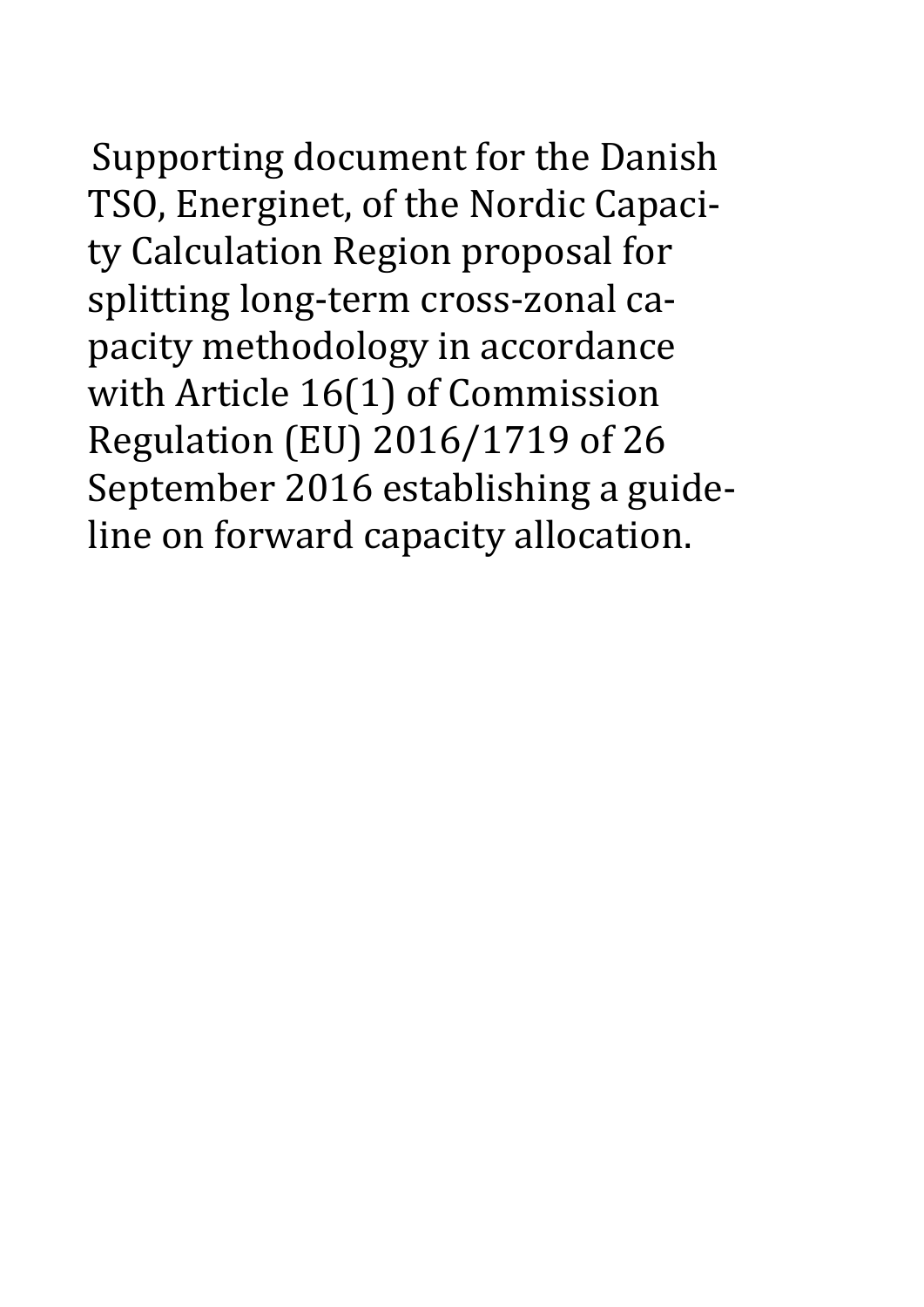Supporting document for the Danish TSO, Energinet, of the Nordic Capacity Calculation Region proposal for splitting long-term cross-zonal capacity methodology in accordance with Article 16(1) of Commission Regulation (EU) 2016/1719 of 26 September 2016 establishing a guideline on forward capacity allocation.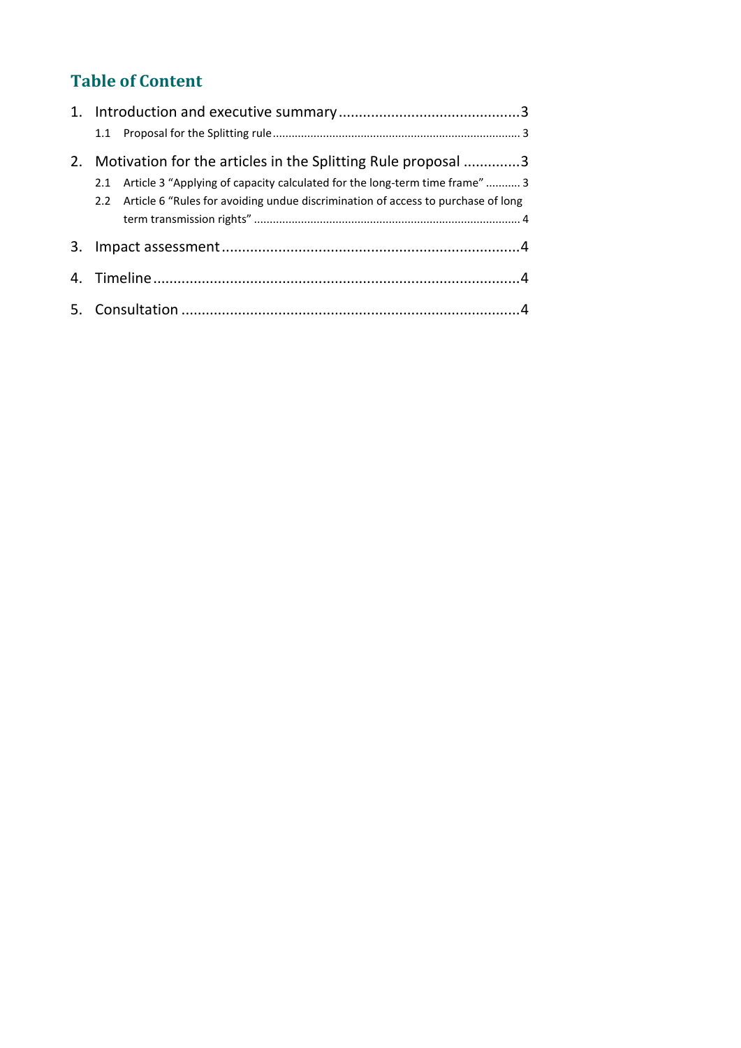## Table of Content

1. Introduction and executive summary ............................................3
   - 1.1 Proposal for the Splitting rule ............................................ 3
2. Motivation for the articles in the Splitting Rule proposal .............3
   - 2.1 Article 3 "Applying of capacity calculated for the long-term time frame" ........... 3
   - 2.2 Article 6 "Rules for avoiding undue discrimination of access to purchase of long term transmission rights" ............................................ 4
3. Impact assessment ............................................4
4. Timeline ............................................4
5. Consultation ............................................4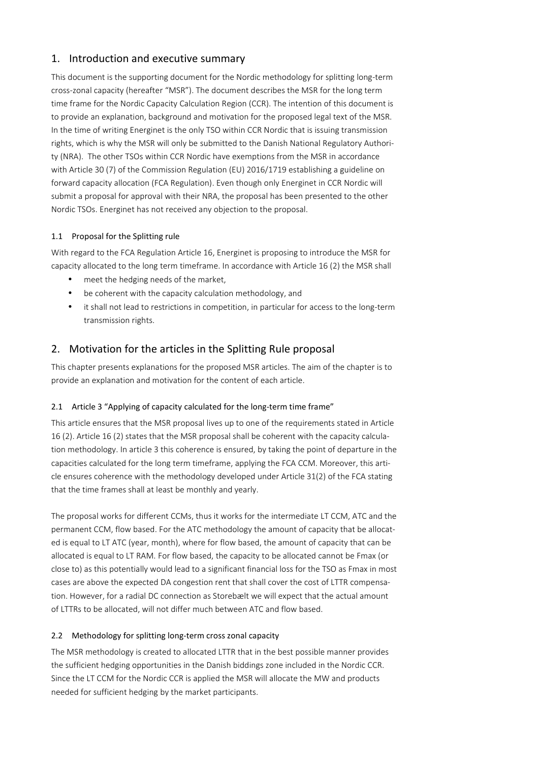## 1. Introduction and executive summary

This document is the supporting document for the Nordic methodology for splitting long-term cross-zonal capacity (hereafter "MSR"). The document describes the MSR for the long term time frame for the Nordic Capacity Calculation Region (CCR). The intention of this document is to provide an explanation, background and motivation for the proposed legal text of the MSR. In the time of writing Energinet is the only TSO within CCR Nordic that is issuing transmission rights, which is why the MSR will only be submitted to the Danish National Regulatory Authority (NRA). The other TSOs within CCR Nordic have exemptions from the MSR in accordance with Article 30 (7) of the Commission Regulation (EU) 2016/1719 establishing a guideline on forward capacity allocation (FCA Regulation). Even though only Energinet in CCR Nordic will submit a proposal for approval with their NRA, the proposal has been presented to the other Nordic TSOs. Energinet has not received any objection to the proposal.

### 1.1 Proposal for the Splitting rule

With regard to the FCA Regulation Article 16, Energinet is proposing to introduce the MSR for capacity allocated to the long term timeframe. In accordance with Article 16 (2) the MSR shall

- meet the hedging needs of the market,
- be coherent with the capacity calculation methodology, and
- it shall not lead to restrictions in competition, in particular for access to the long-term transmission rights.

## 2. Motivation for the articles in the Splitting Rule proposal

This chapter presents explanations for the proposed MSR articles. The aim of the chapter is to provide an explanation and motivation for the content of each article.

### 2.1 Article 3 "Applying of capacity calculated for the long-term time frame"

This article ensures that the MSR proposal lives up to one of the requirements stated in Article 16 (2). Article 16 (2) states that the MSR proposal shall be coherent with the capacity calculation methodology. In article 3 this coherence is ensured, by taking the point of departure in the capacities calculated for the long term timeframe, applying the FCA CCM. Moreover, this article ensures coherence with the methodology developed under Article 31(2) of the FCA stating that the time frames shall at least be monthly and yearly.

The proposal works for different CCMs, thus it works for the intermediate LT CCM, ATC and the permanent CCM, flow based. For the ATC methodology the amount of capacity that be allocated is equal to LT ATC (year, month), where for flow based, the amount of capacity that can be allocated is equal to LT RAM. For flow based, the capacity to be allocated cannot be Fmax (or close to) as this potentially would lead to a significant financial loss for the TSO as Fmax in most cases are above the expected DA congestion rent that shall cover the cost of LTTR compensation. However, for a radial DC connection as Storebælt we will expect that the actual amount of LTTRs to be allocated, will not differ much between ATC and flow based.

### 2.2 Methodology for splitting long-term cross zonal capacity

The MSR methodology is created to allocated LTTR that in the best possible manner provides the sufficient hedging opportunities in the Danish biddings zone included in the Nordic CCR. Since the LT CCM for the Nordic CCR is applied the MSR will allocate the MW and products needed for sufficient hedging by the market participants.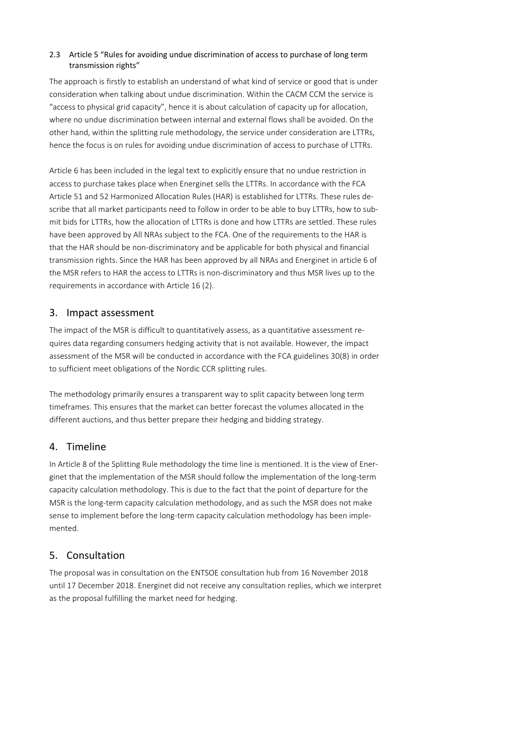### 2.3 Article 5 "Rules for avoiding undue discrimination of access to purchase of long term transmission rights"

The approach is firstly to establish an understand of what kind of service or good that is under consideration when talking about undue discrimination. Within the CACM CCM the service is "access to physical grid capacity", hence it is about calculation of capacity up for allocation, where no undue discrimination between internal and external flows shall be avoided. On the other hand, within the splitting rule methodology, the service under consideration are LTTRs, hence the focus is on rules for avoiding undue discrimination of access to purchase of LTTRs.

Article 6 has been included in the legal text to explicitly ensure that no undue restriction in access to purchase takes place when Energinet sells the LTTRs. In accordance with the FCA Article 51 and 52 Harmonized Allocation Rules (HAR) is established for LTTRs. These rules describe that all market participants need to follow in order to be able to buy LTTRs, how to submit bids for LTTRs, how the allocation of LTTRs is done and how LTTRs are settled. These rules have been approved by All NRAs subject to the FCA. One of the requirements to the HAR is that the HAR should be non-discriminatory and be applicable for both physical and financial transmission rights. Since the HAR has been approved by all NRAs and Energinet in article 6 of the MSR refers to HAR the access to LTTRs is non-discriminatory and thus MSR lives up to the requirements in accordance with Article 16 (2).

## 3. Impact assessment

The impact of the MSR is difficult to quantitatively assess, as a quantitative assessment requires data regarding consumers hedging activity that is not available. However, the impact assessment of the MSR will be conducted in accordance with the FCA guidelines 30(8) in order to sufficient meet obligations of the Nordic CCR splitting rules.

The methodology primarily ensures a transparent way to split capacity between long term timeframes. This ensures that the market can better forecast the volumes allocated in the different auctions, and thus better prepare their hedging and bidding strategy.

## 4. Timeline

In Article 8 of the Splitting Rule methodology the time line is mentioned. It is the view of Energinet that the implementation of the MSR should follow the implementation of the long-term capacity calculation methodology. This is due to the fact that the point of departure for the MSR is the long-term capacity calculation methodology, and as such the MSR does not make sense to implement before the long-term capacity calculation methodology has been implemented.

## 5. Consultation

The proposal was in consultation on the ENTSOE consultation hub from 16 November 2018 until 17 December 2018. Energinet did not receive any consultation replies, which we interpret as the proposal fulfilling the market need for hedging.